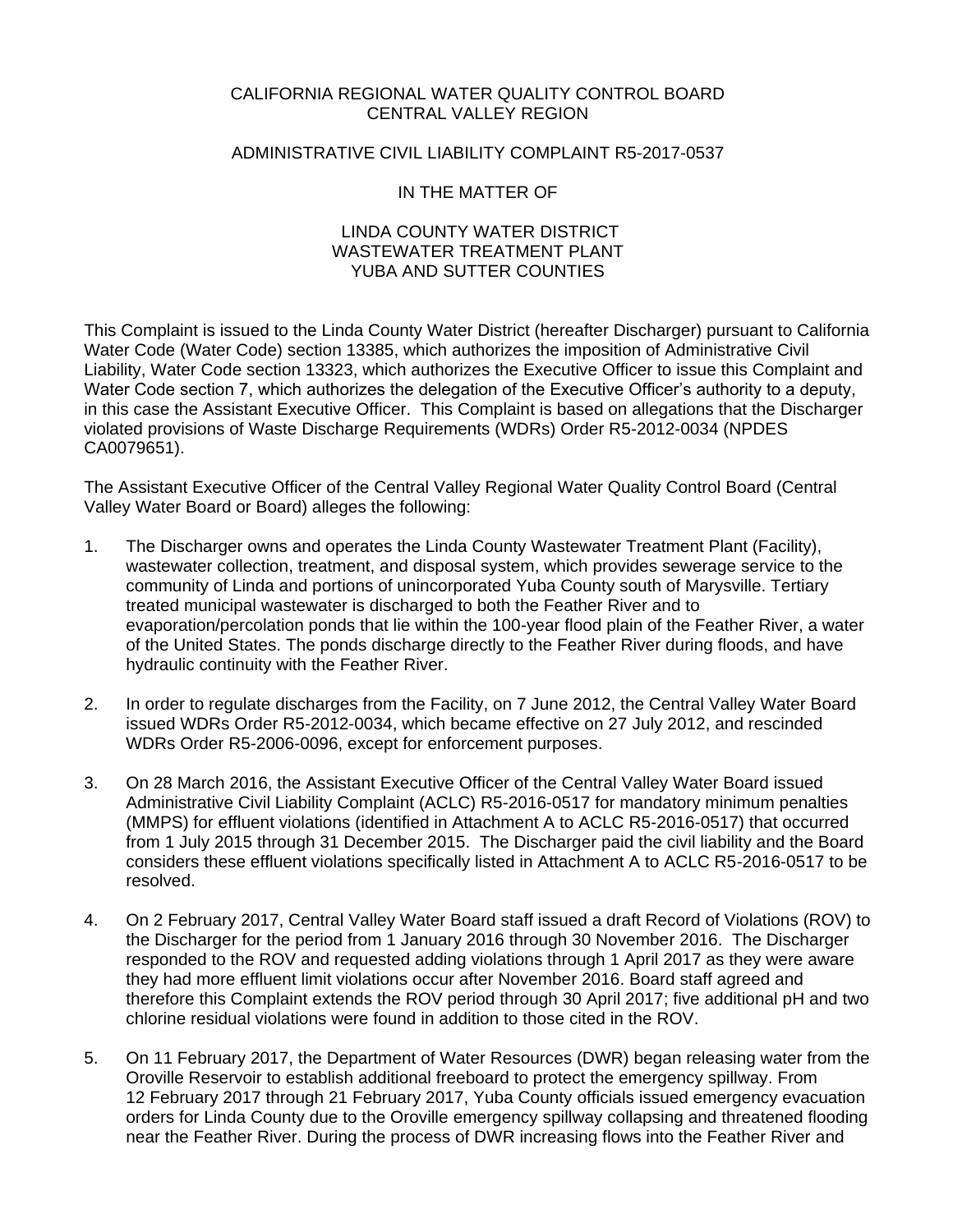CALIFORNIA REGIONAL WATER QUALITY CONTROL BOARD
CENTRAL VALLEY REGION

ADMINISTRATIVE CIVIL LIABILITY COMPLAINT R5-2017-0537

IN THE MATTER OF

LINDA COUNTY WATER DISTRICT
WASTEWATER TREATMENT PLANT
YUBA AND SUTTER COUNTIES

This Complaint is issued to the Linda County Water District (hereafter Discharger) pursuant to California Water Code (Water Code) section 13385, which authorizes the imposition of Administrative Civil Liability, Water Code section 13323, which authorizes the Executive Officer to issue this Complaint and Water Code section 7, which authorizes the delegation of the Executive Officer's authority to a deputy, in this case the Assistant Executive Officer. This Complaint is based on allegations that the Discharger violated provisions of Waste Discharge Requirements (WDRs) Order R5-2012-0034 (NPDES CA0079651).

The Assistant Executive Officer of the Central Valley Regional Water Quality Control Board (Central Valley Water Board or Board) alleges the following:

1. The Discharger owns and operates the Linda County Wastewater Treatment Plant (Facility), wastewater collection, treatment, and disposal system, which provides sewerage service to the community of Linda and portions of unincorporated Yuba County south of Marysville. Tertiary treated municipal wastewater is discharged to both the Feather River and to evaporation/percolation ponds that lie within the 100-year flood plain of the Feather River, a water of the United States. The ponds discharge directly to the Feather River during floods, and have hydraulic continuity with the Feather River.

2. In order to regulate discharges from the Facility, on 7 June 2012, the Central Valley Water Board issued WDRs Order R5-2012-0034, which became effective on 27 July 2012, and rescinded WDRs Order R5-2006-0096, except for enforcement purposes.

3. On 28 March 2016, the Assistant Executive Officer of the Central Valley Water Board issued Administrative Civil Liability Complaint (ACLC) R5-2016-0517 for mandatory minimum penalties (MMPS) for effluent violations (identified in Attachment A to ACLC R5-2016-0517) that occurred from 1 July 2015 through 31 December 2015. The Discharger paid the civil liability and the Board considers these effluent violations specifically listed in Attachment A to ACLC R5-2016-0517 to be resolved.

4. On 2 February 2017, Central Valley Water Board staff issued a draft Record of Violations (ROV) to the Discharger for the period from 1 January 2016 through 30 November 2016. The Discharger responded to the ROV and requested adding violations through 1 April 2017 as they were aware they had more effluent limit violations occur after November 2016. Board staff agreed and therefore this Complaint extends the ROV period through 30 April 2017; five additional pH and two chlorine residual violations were found in addition to those cited in the ROV.

5. On 11 February 2017, the Department of Water Resources (DWR) began releasing water from the Oroville Reservoir to establish additional freeboard to protect the emergency spillway. From 12 February 2017 through 21 February 2017, Yuba County officials issued emergency evacuation orders for Linda County due to the Oroville emergency spillway collapsing and threatened flooding near the Feather River. During the process of DWR increasing flows into the Feather River and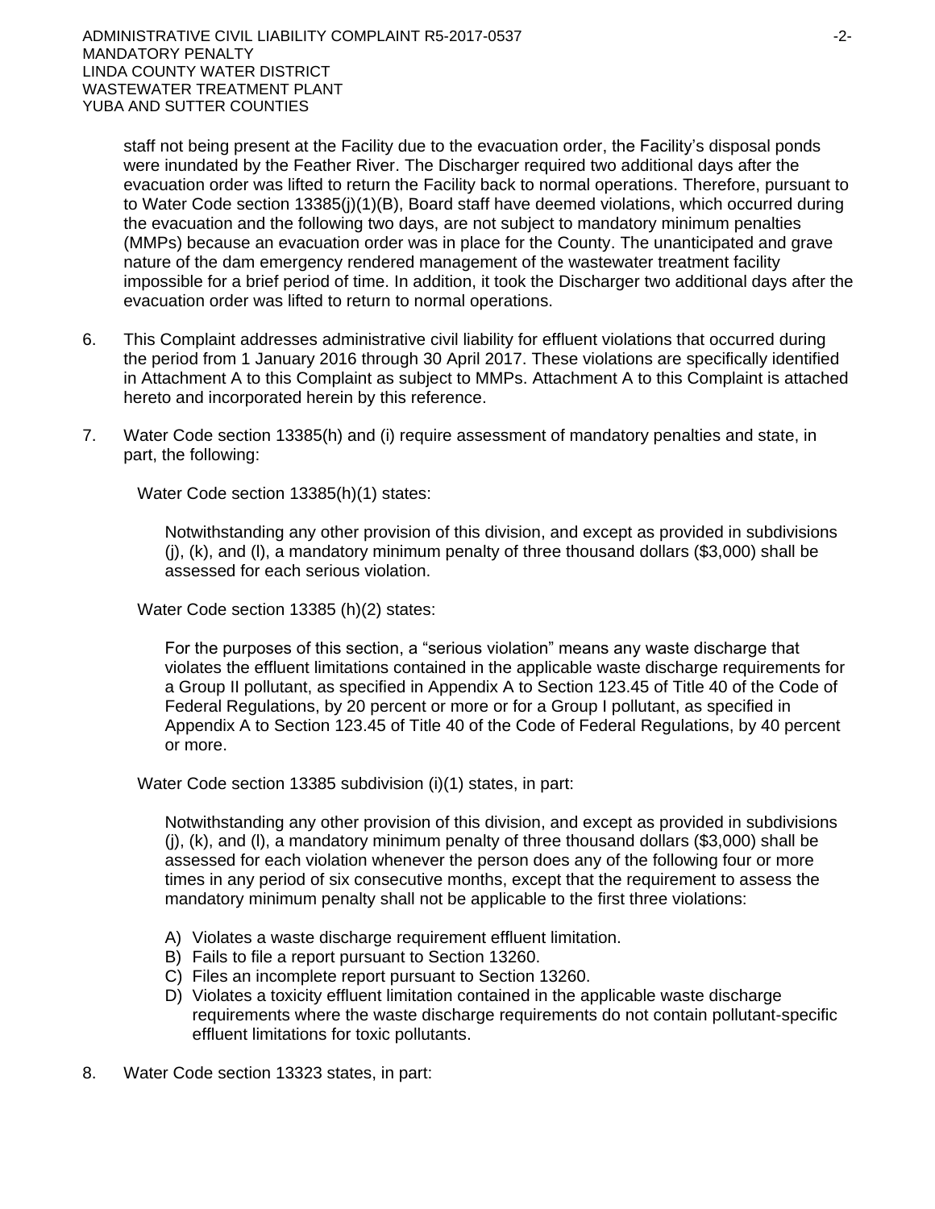staff not being present at the Facility due to the evacuation order, the Facility's disposal ponds were inundated by the Feather River. The Discharger required two additional days after the evacuation order was lifted to return the Facility back to normal operations. Therefore, pursuant to to Water Code section 13385(j)(1)(B), Board staff have deemed violations, which occurred during the evacuation and the following two days, are not subject to mandatory minimum penalties (MMPs) because an evacuation order was in place for the County. The unanticipated and grave nature of the dam emergency rendered management of the wastewater treatment facility impossible for a brief period of time. In addition, it took the Discharger two additional days after the evacuation order was lifted to return to normal operations.

6. This Complaint addresses administrative civil liability for effluent violations that occurred during the period from 1 January 2016 through 30 April 2017. These violations are specifically identified in Attachment A to this Complaint as subject to MMPs. Attachment A to this Complaint is attached hereto and incorporated herein by this reference.

7. Water Code section 13385(h) and (i) require assessment of mandatory penalties and state, in part, the following:

   Water Code section 13385(h)(1) states:

   > Notwithstanding any other provision of this division, and except as provided in subdivisions (j), (k), and (l), a mandatory minimum penalty of three thousand dollars ($3,000) shall be assessed for each serious violation.

   Water Code section 13385 (h)(2) states:

   > For the purposes of this section, a "serious violation" means any waste discharge that violates the effluent limitations contained in the applicable waste discharge requirements for a Group II pollutant, as specified in Appendix A to Section 123.45 of Title 40 of the Code of Federal Regulations, by 20 percent or more or for a Group I pollutant, as specified in Appendix A to Section 123.45 of Title 40 of the Code of Federal Regulations, by 40 percent or more.

   Water Code section 13385 subdivision (i)(1) states, in part:

   > Notwithstanding any other provision of this division, and except as provided in subdivisions (j), (k), and (l), a mandatory minimum penalty of three thousand dollars ($3,000) shall be assessed for each violation whenever the person does any of the following four or more times in any period of six consecutive months, except that the requirement to assess the mandatory minimum penalty shall not be applicable to the first three violations:
   >
   > A) Violates a waste discharge requirement effluent limitation.
   > B) Fails to file a report pursuant to Section 13260.
   > C) Files an incomplete report pursuant to Section 13260.
   > D) Violates a toxicity effluent limitation contained in the applicable waste discharge requirements where the waste discharge requirements do not contain pollutant-specific effluent limitations for toxic pollutants.

8. Water Code section 13323 states, in part: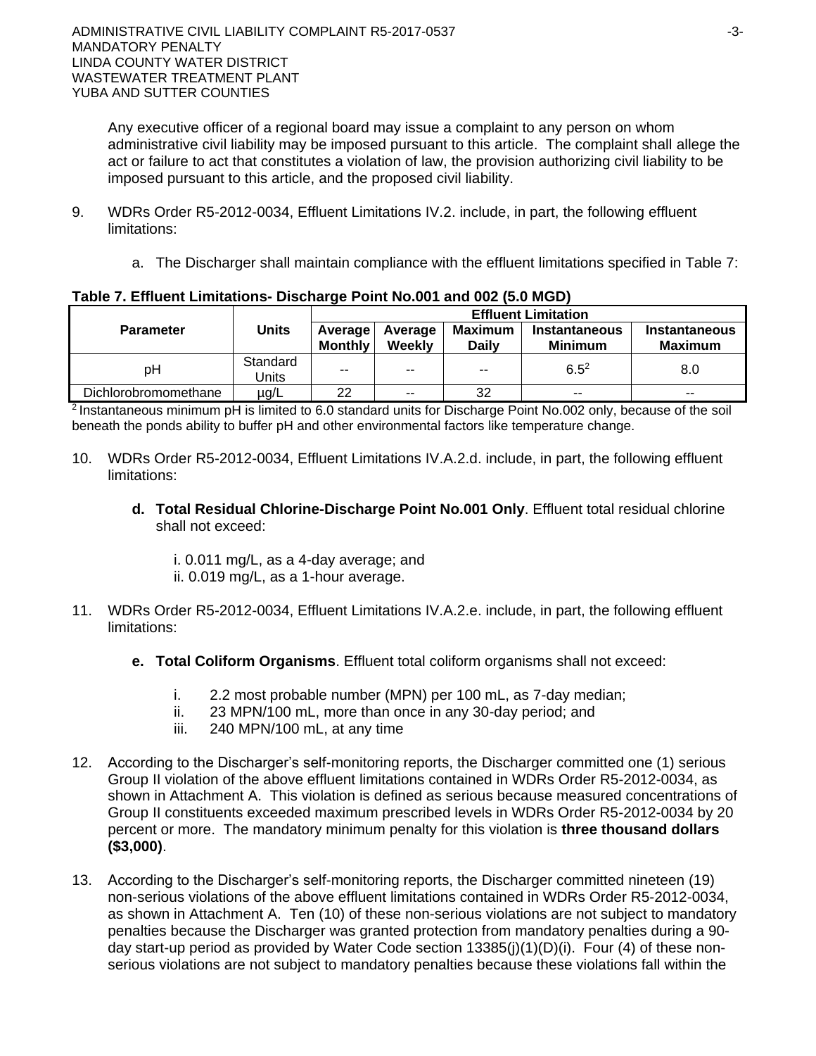Any executive officer of a regional board may issue a complaint to any person on whom administrative civil liability may be imposed pursuant to this article. The complaint shall allege the act or failure to act that constitutes a violation of law, the provision authorizing civil liability to be imposed pursuant to this article, and the proposed civil liability.

9. WDRs Order R5-2012-0034, Effluent Limitations IV.2. include, in part, the following effluent limitations:

   a. The Discharger shall maintain compliance with the effluent limitations specified in Table 7:

**Table 7. Effluent Limitations- Discharge Point No.001 and 002 (5.0 MGD)**

| Parameter | Units | Effluent Limitation | | | | |
|---|---|---|---|---|---|---|
| | | Average Monthly | Average Weekly | Maximum Daily | Instantaneous Minimum | Instantaneous Maximum |
| pH | Standard Units | -- | -- | -- | 6.5[2] | 8.0 |
| Dichlorobromomethane | µg/L | 22 | -- | 32 | -- | -- |

[2] Instantaneous minimum pH is limited to 6.0 standard units for Discharge Point No.002 only, because of the soil beneath the ponds ability to buffer pH and other environmental factors like temperature change.

10. WDRs Order R5-2012-0034, Effluent Limitations IV.A.2.d. include, in part, the following effluent limitations:

    **d. Total Residual Chlorine-Discharge Point No.001 Only**. Effluent total residual chlorine shall not exceed:

    i. 0.011 mg/L, as a 4-day average; and
    ii. 0.019 mg/L, as a 1-hour average.

11. WDRs Order R5-2012-0034, Effluent Limitations IV.A.2.e. include, in part, the following effluent limitations:

    **e. Total Coliform Organisms**. Effluent total coliform organisms shall not exceed:

    i. 2.2 most probable number (MPN) per 100 mL, as 7-day median;
    ii. 23 MPN/100 mL, more than once in any 30-day period; and
    iii. 240 MPN/100 mL, at any time

12. According to the Discharger's self-monitoring reports, the Discharger committed one (1) serious Group II violation of the above effluent limitations contained in WDRs Order R5-2012-0034, as shown in Attachment A. This violation is defined as serious because measured concentrations of Group II constituents exceeded maximum prescribed levels in WDRs Order R5-2012-0034 by 20 percent or more. The mandatory minimum penalty for this violation is **three thousand dollars ($3,000)**.

13. According to the Discharger's self-monitoring reports, the Discharger committed nineteen (19) non-serious violations of the above effluent limitations contained in WDRs Order R5-2012-0034, as shown in Attachment A. Ten (10) of these non-serious violations are not subject to mandatory penalties because the Discharger was granted protection from mandatory penalties during a 90-day start-up period as provided by Water Code section 13385(j)(1)(D)(i). Four (4) of these non-serious violations are not subject to mandatory penalties because these violations fall within the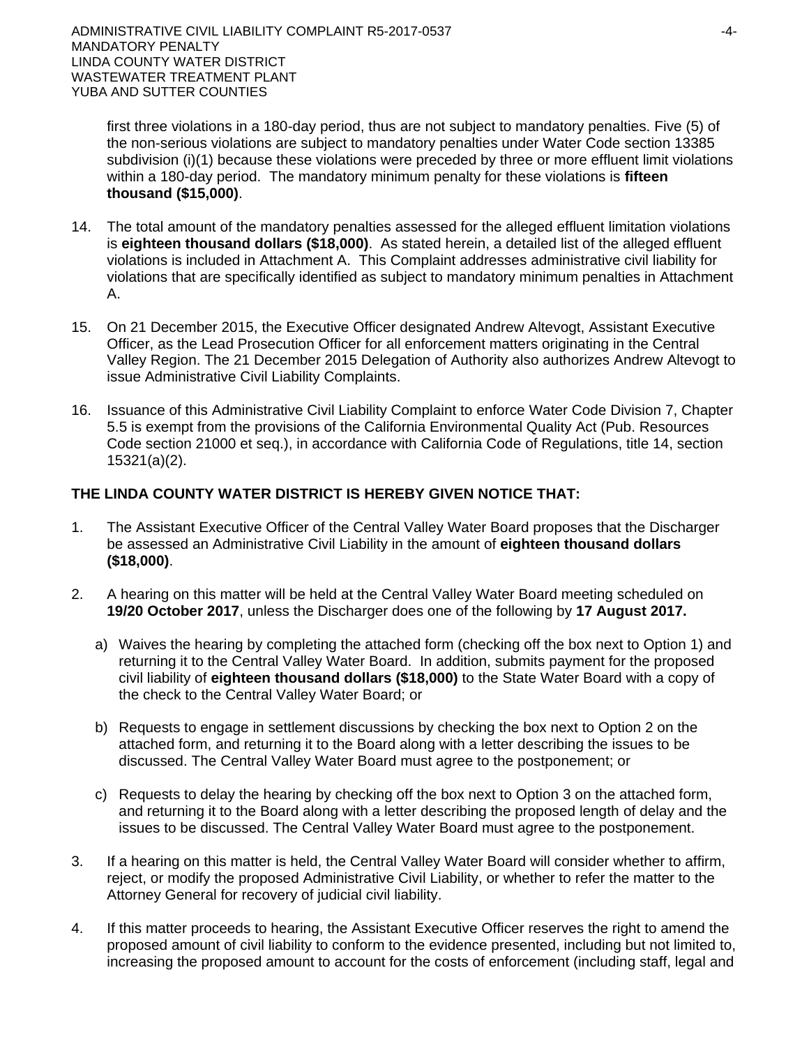first three violations in a 180-day period, thus are not subject to mandatory penalties. Five (5) of the non-serious violations are subject to mandatory penalties under Water Code section 13385 subdivision (i)(1) because these violations were preceded by three or more effluent limit violations within a 180-day period. The mandatory minimum penalty for these violations is **fifteen thousand ($15,000)**.

14. The total amount of the mandatory penalties assessed for the alleged effluent limitation violations is **eighteen thousand dollars ($18,000)**. As stated herein, a detailed list of the alleged effluent violations is included in Attachment A. This Complaint addresses administrative civil liability for violations that are specifically identified as subject to mandatory minimum penalties in Attachment A.

15. On 21 December 2015, the Executive Officer designated Andrew Altevogt, Assistant Executive Officer, as the Lead Prosecution Officer for all enforcement matters originating in the Central Valley Region. The 21 December 2015 Delegation of Authority also authorizes Andrew Altevogt to issue Administrative Civil Liability Complaints.

16. Issuance of this Administrative Civil Liability Complaint to enforce Water Code Division 7, Chapter 5.5 is exempt from the provisions of the California Environmental Quality Act (Pub. Resources Code section 21000 et seq.), in accordance with California Code of Regulations, title 14, section 15321(a)(2).

**THE LINDA COUNTY WATER DISTRICT IS HEREBY GIVEN NOTICE THAT:**

1. The Assistant Executive Officer of the Central Valley Water Board proposes that the Discharger be assessed an Administrative Civil Liability in the amount of **eighteen thousand dollars ($18,000)**.

2. A hearing on this matter will be held at the Central Valley Water Board meeting scheduled on **19/20 October 2017**, unless the Discharger does one of the following by **17 August 2017.**

   a) Waives the hearing by completing the attached form (checking off the box next to Option 1) and returning it to the Central Valley Water Board. In addition, submits payment for the proposed civil liability of **eighteen thousand dollars ($18,000)** to the State Water Board with a copy of the check to the Central Valley Water Board; or

   b) Requests to engage in settlement discussions by checking the box next to Option 2 on the attached form, and returning it to the Board along with a letter describing the issues to be discussed. The Central Valley Water Board must agree to the postponement; or

   c) Requests to delay the hearing by checking off the box next to Option 3 on the attached form, and returning it to the Board along with a letter describing the proposed length of delay and the issues to be discussed. The Central Valley Water Board must agree to the postponement.

3. If a hearing on this matter is held, the Central Valley Water Board will consider whether to affirm, reject, or modify the proposed Administrative Civil Liability, or whether to refer the matter to the Attorney General for recovery of judicial civil liability.

4. If this matter proceeds to hearing, the Assistant Executive Officer reserves the right to amend the proposed amount of civil liability to conform to the evidence presented, including but not limited to, increasing the proposed amount to account for the costs of enforcement (including staff, legal and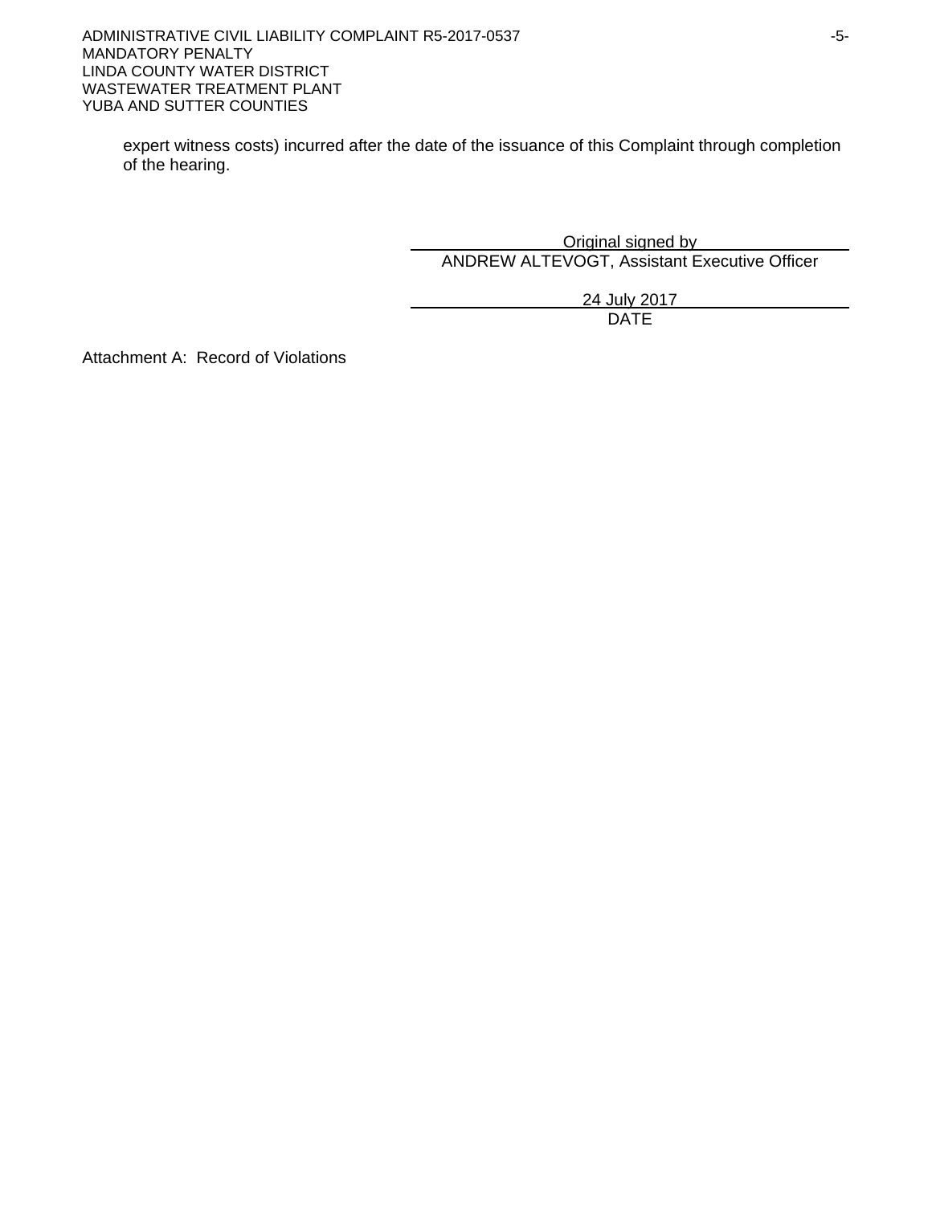expert witness costs) incurred after the date of the issuance of this Complaint through completion of the hearing.

Original signed by
ANDREW ALTEVOGT, Assistant Executive Officer

24 July 2017
DATE

Attachment A: Record of Violations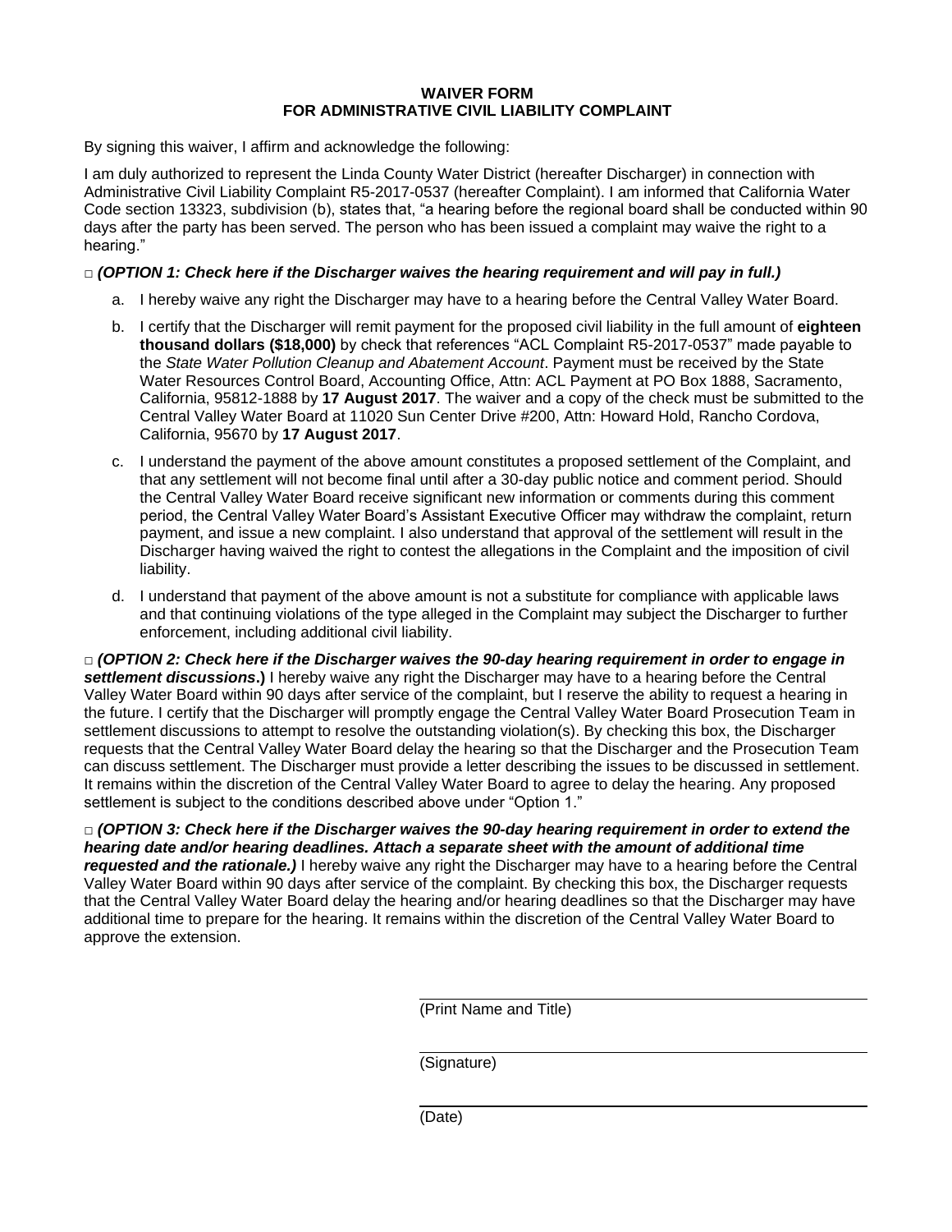**WAIVER FORM**
**FOR ADMINISTRATIVE CIVIL LIABILITY COMPLAINT**

By signing this waiver, I affirm and acknowledge the following:

I am duly authorized to represent the Linda County Water District (hereafter Discharger) in connection with Administrative Civil Liability Complaint R5-2017-0537 (hereafter Complaint). I am informed that California Water Code section 13323, subdivision (b), states that, "a hearing before the regional board shall be conducted within 90 days after the party has been served. The person who has been issued a complaint may waive the right to a hearing."

□ ***(OPTION 1: Check here if the Discharger waives the hearing requirement and will pay in full.)***

a. I hereby waive any right the Discharger may have to a hearing before the Central Valley Water Board.

b. I certify that the Discharger will remit payment for the proposed civil liability in the full amount of **eighteen thousand dollars ($18,000)** by check that references "ACL Complaint R5-2017-0537" made payable to the *State Water Pollution Cleanup and Abatement Account*. Payment must be received by the State Water Resources Control Board, Accounting Office, Attn: ACL Payment at PO Box 1888, Sacramento, California, 95812-1888 by **17 August 2017**. The waiver and a copy of the check must be submitted to the Central Valley Water Board at 11020 Sun Center Drive #200, Attn: Howard Hold, Rancho Cordova, California, 95670 by **17 August 2017**.

c. I understand the payment of the above amount constitutes a proposed settlement of the Complaint, and that any settlement will not become final until after a 30-day public notice and comment period. Should the Central Valley Water Board receive significant new information or comments during this comment period, the Central Valley Water Board's Assistant Executive Officer may withdraw the complaint, return payment, and issue a new complaint. I also understand that approval of the settlement will result in the Discharger having waived the right to contest the allegations in the Complaint and the imposition of civil liability.

d. I understand that payment of the above amount is not a substitute for compliance with applicable laws and that continuing violations of the type alleged in the Complaint may subject the Discharger to further enforcement, including additional civil liability.

□ ***(OPTION 2: Check here if the Discharger waives the 90-day hearing requirement in order to engage in settlement discussions*.)** I hereby waive any right the Discharger may have to a hearing before the Central Valley Water Board within 90 days after service of the complaint, but I reserve the ability to request a hearing in the future. I certify that the Discharger will promptly engage the Central Valley Water Board Prosecution Team in settlement discussions to attempt to resolve the outstanding violation(s). By checking this box, the Discharger requests that the Central Valley Water Board delay the hearing so that the Discharger and the Prosecution Team can discuss settlement. The Discharger must provide a letter describing the issues to be discussed in settlement. It remains within the discretion of the Central Valley Water Board to agree to delay the hearing. Any proposed settlement is subject to the conditions described above under "Option 1."

□ ***(OPTION 3: Check here if the Discharger waives the 90-day hearing requirement in order to extend the hearing date and/or hearing deadlines. Attach a separate sheet with the amount of additional time requested and the rationale.)*** I hereby waive any right the Discharger may have to a hearing before the Central Valley Water Board within 90 days after service of the complaint. By checking this box, the Discharger requests that the Central Valley Water Board delay the hearing and/or hearing deadlines so that the Discharger may have additional time to prepare for the hearing. It remains within the discretion of the Central Valley Water Board to approve the extension.

_______________________________
(Print Name and Title)

_______________________________
(Signature)

_______________________________
(Date)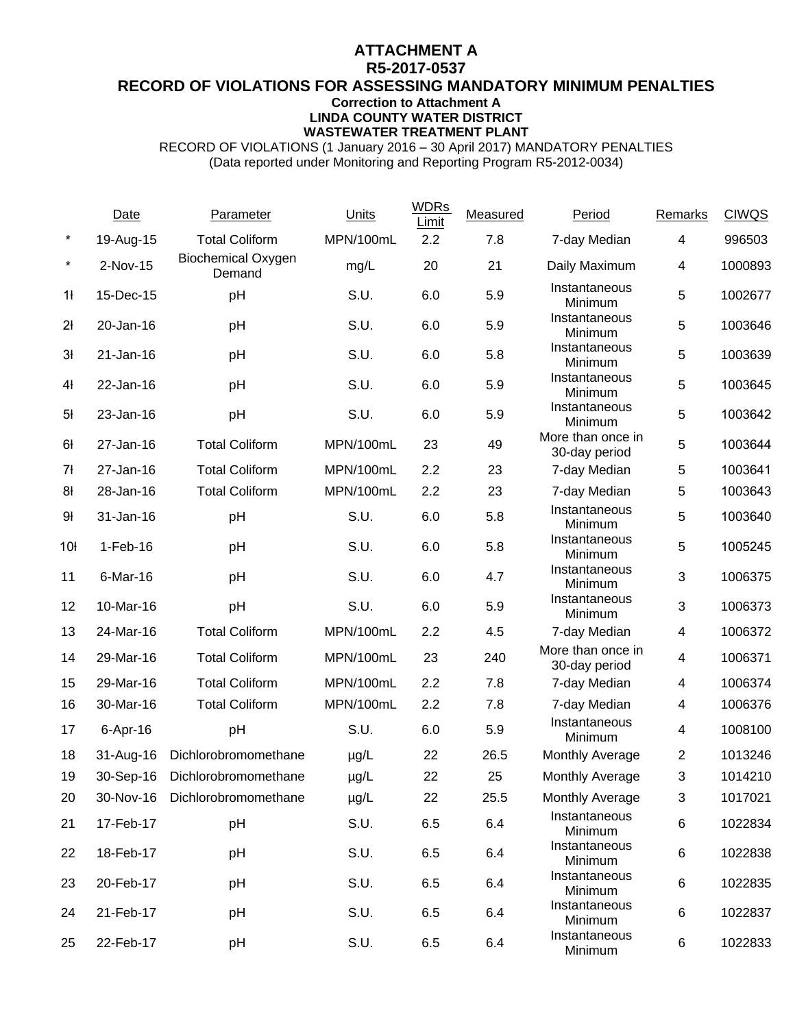# ATTACHMENT A
## R5-2017-0537
## RECORD OF VIOLATIONS FOR ASSESSING MANDATORY MINIMUM PENALTIES

**Correction to Attachment A**
**LINDA COUNTY WATER DISTRICT**
**WASTEWATER TREATMENT PLANT**

RECORD OF VIOLATIONS (1 January 2016 – 30 April 2017) MANDATORY PENALTIES
(Data reported under Monitoring and Reporting Program R5-2012-0034)

| | Date | Parameter | Units | WDRs Limit | Measured | Period | Remarks | CIWQS |
|---|---|---|---|---|---|---|---|---|
| * | 19-Aug-15 | Total Coliform | MPN/100mL | 2.2 | 7.8 | 7-day Median | 4 | 996503 |
| * | 2-Nov-15 | Biochemical Oxygen Demand | mg/L | 20 | 21 | Daily Maximum | 4 | 1000893 |
| 1ł | 15-Dec-15 | pH | S.U. | 6.0 | 5.9 | Instantaneous Minimum | 5 | 1002677 |
| 2ł | 20-Jan-16 | pH | S.U. | 6.0 | 5.9 | Instantaneous Minimum | 5 | 1003646 |
| 3ł | 21-Jan-16 | pH | S.U. | 6.0 | 5.8 | Instantaneous Minimum | 5 | 1003639 |
| 4ł | 22-Jan-16 | pH | S.U. | 6.0 | 5.9 | Instantaneous Minimum | 5 | 1003645 |
| 5ł | 23-Jan-16 | pH | S.U. | 6.0 | 5.9 | Instantaneous Minimum | 5 | 1003642 |
| 6ł | 27-Jan-16 | Total Coliform | MPN/100mL | 23 | 49 | More than once in 30-day period | 5 | 1003644 |
| 7ł | 27-Jan-16 | Total Coliform | MPN/100mL | 2.2 | 23 | 7-day Median | 5 | 1003641 |
| 8ł | 28-Jan-16 | Total Coliform | MPN/100mL | 2.2 | 23 | 7-day Median | 5 | 1003643 |
| 9ł | 31-Jan-16 | pH | S.U. | 6.0 | 5.8 | Instantaneous Minimum | 5 | 1003640 |
| 10ł | 1-Feb-16 | pH | S.U. | 6.0 | 5.8 | Instantaneous Minimum | 5 | 1005245 |
| 11 | 6-Mar-16 | pH | S.U. | 6.0 | 4.7 | Instantaneous Minimum | 3 | 1006375 |
| 12 | 10-Mar-16 | pH | S.U. | 6.0 | 5.9 | Instantaneous Minimum | 3 | 1006373 |
| 13 | 24-Mar-16 | Total Coliform | MPN/100mL | 2.2 | 4.5 | 7-day Median | 4 | 1006372 |
| 14 | 29-Mar-16 | Total Coliform | MPN/100mL | 23 | 240 | More than once in 30-day period | 4 | 1006371 |
| 15 | 29-Mar-16 | Total Coliform | MPN/100mL | 2.2 | 7.8 | 7-day Median | 4 | 1006374 |
| 16 | 30-Mar-16 | Total Coliform | MPN/100mL | 2.2 | 7.8 | 7-day Median | 4 | 1006376 |
| 17 | 6-Apr-16 | pH | S.U. | 6.0 | 5.9 | Instantaneous Minimum | 4 | 1008100 |
| 18 | 31-Aug-16 | Dichlorobromomethane | µg/L | 22 | 26.5 | Monthly Average | 2 | 1013246 |
| 19 | 30-Sep-16 | Dichlorobromomethane | µg/L | 22 | 25 | Monthly Average | 3 | 1014210 |
| 20 | 30-Nov-16 | Dichlorobromomethane | µg/L | 22 | 25.5 | Monthly Average | 3 | 1017021 |
| 21 | 17-Feb-17 | pH | S.U. | 6.5 | 6.4 | Instantaneous Minimum | 6 | 1022834 |
| 22 | 18-Feb-17 | pH | S.U. | 6.5 | 6.4 | Instantaneous Minimum | 6 | 1022838 |
| 23 | 20-Feb-17 | pH | S.U. | 6.5 | 6.4 | Instantaneous Minimum | 6 | 1022835 |
| 24 | 21-Feb-17 | pH | S.U. | 6.5 | 6.4 | Instantaneous Minimum | 6 | 1022837 |
| 25 | 22-Feb-17 | pH | S.U. | 6.5 | 6.4 | Instantaneous Minimum | 6 | 1022833 |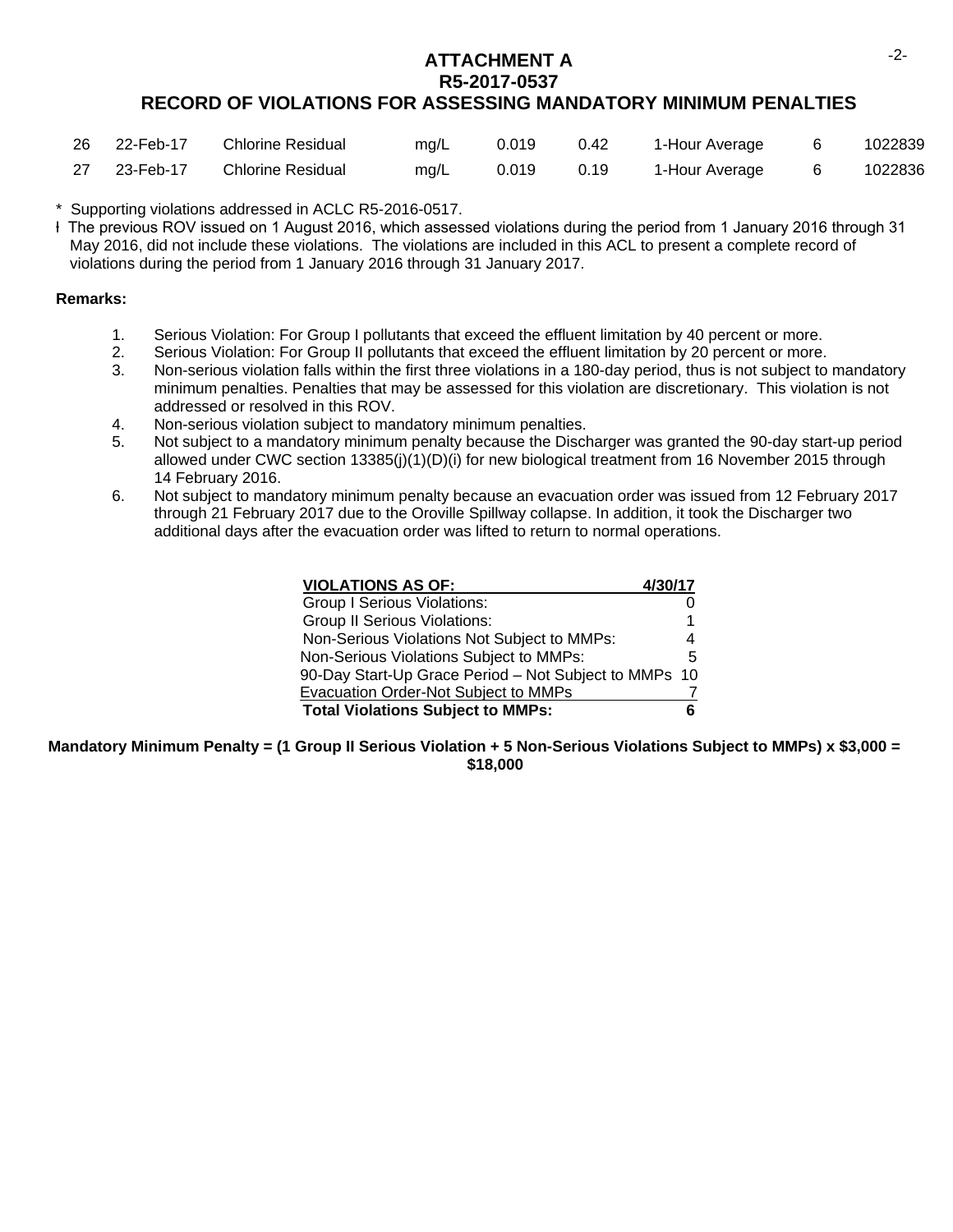# ATTACHMENT A
## R5-2017-0537
## RECORD OF VIOLATIONS FOR ASSESSING MANDATORY MINIMUM PENALTIES

| | | | | | | | | |
|---|---|---|---|---|---|---|---|---|
| 26 | 22-Feb-17 | Chlorine Residual | mg/L | 0.019 | 0.42 | 1-Hour Average | 6 | 1022839 |
| 27 | 23-Feb-17 | Chlorine Residual | mg/L | 0.019 | 0.19 | 1-Hour Average | 6 | 1022836 |

\* Supporting violations addressed in ACLC R5-2016-0517.

ǂ The previous ROV issued on 1 August 2016, which assessed violations during the period from 1 January 2016 through 31 May 2016, did not include these violations. The violations are included in this ACL to present a complete record of violations during the period from 1 January 2016 through 31 January 2017.

**Remarks:**

1. Serious Violation: For Group I pollutants that exceed the effluent limitation by 40 percent or more.
2. Serious Violation: For Group II pollutants that exceed the effluent limitation by 20 percent or more.
3. Non-serious violation falls within the first three violations in a 180-day period, thus is not subject to mandatory minimum penalties. Penalties that may be assessed for this violation are discretionary. This violation is not addressed or resolved in this ROV.
4. Non-serious violation subject to mandatory minimum penalties.
5. Not subject to a mandatory minimum penalty because the Discharger was granted the 90-day start-up period allowed under CWC section 13385(j)(1)(D)(i) for new biological treatment from 16 November 2015 through 14 February 2016.
6. Not subject to mandatory minimum penalty because an evacuation order was issued from 12 February 2017 through 21 February 2017 due to the Oroville Spillway collapse. In addition, it took the Discharger two additional days after the evacuation order was lifted to return to normal operations.

| VIOLATIONS AS OF: | 4/30/17 |
|---|---|
| Group I Serious Violations: | 0 |
| Group II Serious Violations: | 1 |
| Non-Serious Violations Not Subject to MMPs: | 4 |
| Non-Serious Violations Subject to MMPs: | 5 |
| 90-Day Start-Up Grace Period – Not Subject to MMPs | 10 |
| Evacuation Order-Not Subject to MMPs | 7 |
| **Total Violations Subject to MMPs:** | **6** |

**Mandatory Minimum Penalty = (1 Group II Serious Violation + 5 Non-Serious Violations Subject to MMPs) x $3,000 = $18,000**